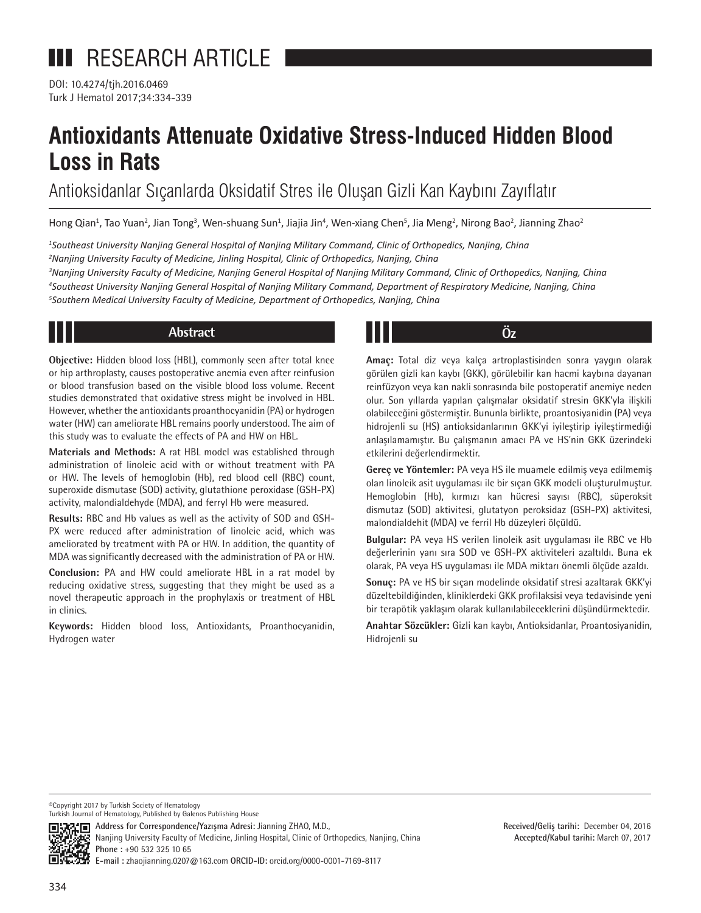# RESEARCH ARTICLE

DOI: 10.4274/tjh.2016.0469

# Antioxidants Attenuate Oxidative Stress-Induced Hidden Blood Loss in Rats

## Antioksidanlar Sıçanlarda Oksidatif Stres ile Oluşan Gizli Kan Kaybını Zayıflatır

Hong Qian[1], Tao Yuan[2], Jian Tong[3], Wen-shuang Sun[1], Jiajia Jin[4], Wen-xiang Chen[5], Jia Meng[2], Nirong Bao[2], Jianning Zhao[2]

[1]*Southeast University Nanjing General Hospital of Nanjing Military Command, Clinic of Orthopedics, Nanjing, China*
[2]*Nanjing University Faculty of Medicine, Jinling Hospital, Clinic of Orthopedics, Nanjing, China*
[3]*Nanjing University Faculty of Medicine, Nanjing General Hospital of Nanjing Military Command, Clinic of Orthopedics, Nanjing, China*
[4]*Southeast University Nanjing General Hospital of Nanjing Military Command, Department of Respiratory Medicine, Nanjing, China*
[5]*Southern Medical University Faculty of Medicine, Department of Orthopedics, Nanjing, China*

## Abstract

**Objective:** Hidden blood loss (HBL), commonly seen after total knee or hip arthroplasty, causes postoperative anemia even after reinfusion or blood transfusion based on the visible blood loss volume. Recent studies demonstrated that oxidative stress might be involved in HBL. However, whether the antioxidants proanthocyanidin (PA) or hydrogen water (HW) can ameliorate HBL remains poorly understood. The aim of this study was to evaluate the effects of PA and HW on HBL.

**Materials and Methods:** A rat HBL model was established through administration of linoleic acid with or without treatment with PA or HW. The levels of hemoglobin (Hb), red blood cell (RBC) count, superoxide dismutase (SOD) activity, glutathione peroxidase (GSH-PX) activity, malondialdehyde (MDA), and ferryl Hb were measured.

**Results:** RBC and Hb values as well as the activity of SOD and GSH-PX were reduced after administration of linoleic acid, which was ameliorated by treatment with PA or HW. In addition, the quantity of MDA was significantly decreased with the administration of PA or HW.

**Conclusion:** PA and HW could ameliorate HBL in a rat model by reducing oxidative stress, suggesting that they might be used as a novel therapeutic approach in the prophylaxis or treatment of HBL in clinics.

**Keywords:** Hidden blood loss, Antioxidants, Proanthocyanidin, Hydrogen water

## Öz

**Amaç:** Total diz veya kalça artroplastisinden sonra yaygın olarak görülen gizli kan kaybı (GKK), görülebilir kan hacmi kaybına dayanan reinfüzyon veya kan nakli sonrasında bile postoperatif anemiye neden olur. Son yıllarda yapılan çalışmalar oksidatif stresin GKK'yla ilişkili olabileceğini göstermiştir. Bununla birlikte, proantosiyanidin (PA) veya hidrojenli su (HS) antioksidanlarının GKK'yi iyileştirip iyileştirmediği anlaşılamamıştır. Bu çalışmanın amacı PA ve HS'nin GKK üzerindeki etkilerini değerlendirmektir.

**Gereç ve Yöntemler:** PA veya HS ile muamele edilmiş veya edilmemiş olan linoleik asit uygulaması ile bir sıçan GKK modeli oluşturulmuştur. Hemoglobin (Hb), kırmızı kan hücresi sayısı (RBC), süperoksit dismutaz (SOD) aktivitesi, glutatyon peroksidaz (GSH-PX) aktivitesi, malondialdehit (MDA) ve ferril Hb düzeyleri ölçüldü.

**Bulgular:** PA veya HS verilen linoleik asit uygulaması ile RBC ve Hb değerlerinin yanı sıra SOD ve GSH-PX aktiviteleri azaltıldı. Buna ek olarak, PA veya HS uygulaması ile MDA miktarı önemli ölçüde azaldı.

**Sonuç:** PA ve HS bir sıçan modelinde oksidatif stresi azaltarak GKK'yi düzeltebildiğinden, kliniklerdeki GKK profilaksisi veya tedavisinde yeni bir terapötik yaklaşım olarak kullanılabileceklerini düşündürmektedir.

**Anahtar Sözcükler:** Gizli kan kaybı, Antioksidanlar, Proantosiyanidin, Hidrojenli su

©Copyright 2017 by Turkish Society of Hematology
Turkish Journal of Hematology, Published by Galenos Publishing House

**Address for Correspondence/Yazışma Adresi:** Jianning ZHAO, M.D., Nanjing University Faculty of Medicine, Jinling Hospital, Clinic of Orthopedics, Nanjing, China
**Phone :** +90 532 325 10 65
**E-mail :** zhaojianning.0207@163.com **ORCID-ID:** orcid.org/0000-0001-7169-8117

**Received/Geliş tarihi:** December 04, 2016
**Accepted/Kabul tarihi:** March 07, 2017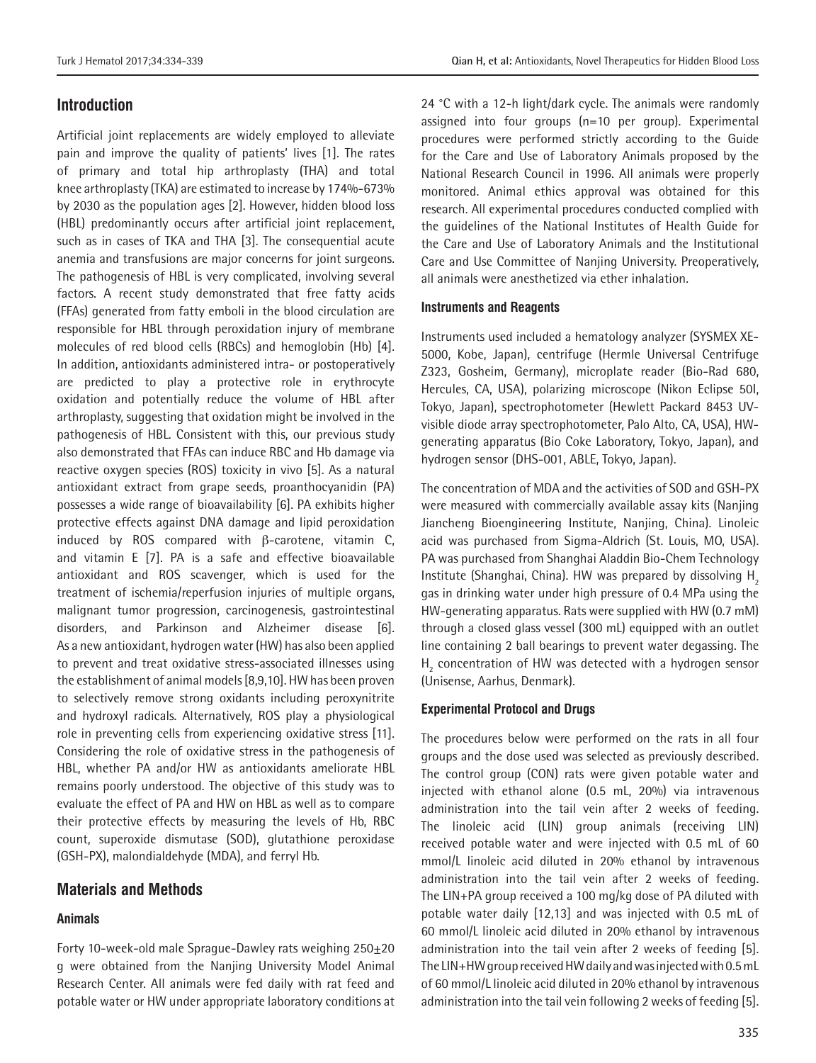## Introduction

Artificial joint replacements are widely employed to alleviate pain and improve the quality of patients' lives [1]. The rates of primary and total hip arthroplasty (THA) and total knee arthroplasty (TKA) are estimated to increase by 174%-673% by 2030 as the population ages [2]. However, hidden blood loss (HBL) predominantly occurs after artificial joint replacement, such as in cases of TKA and THA [3]. The consequential acute anemia and transfusions are major concerns for joint surgeons. The pathogenesis of HBL is very complicated, involving several factors. A recent study demonstrated that free fatty acids (FFAs) generated from fatty emboli in the blood circulation are responsible for HBL through peroxidation injury of membrane molecules of red blood cells (RBCs) and hemoglobin (Hb) [4]. In addition, antioxidants administered intra- or postoperatively are predicted to play a protective role in erythrocyte oxidation and potentially reduce the volume of HBL after arthroplasty, suggesting that oxidation might be involved in the pathogenesis of HBL. Consistent with this, our previous study also demonstrated that FFAs can induce RBC and Hb damage via reactive oxygen species (ROS) toxicity in vivo [5]. As a natural antioxidant extract from grape seeds, proanthocyanidin (PA) possesses a wide range of bioavailability [6]. PA exhibits higher protective effects against DNA damage and lipid peroxidation induced by ROS compared with β-carotene, vitamin C, and vitamin E [7]. PA is a safe and effective bioavailable antioxidant and ROS scavenger, which is used for the treatment of ischemia/reperfusion injuries of multiple organs, malignant tumor progression, carcinogenesis, gastrointestinal disorders, and Parkinson and Alzheimer disease [6]. As a new antioxidant, hydrogen water (HW) has also been applied to prevent and treat oxidative stress-associated illnesses using the establishment of animal models [8,9,10]. HW has been proven to selectively remove strong oxidants including peroxynitrite and hydroxyl radicals. Alternatively, ROS play a physiological role in preventing cells from experiencing oxidative stress [11]. Considering the role of oxidative stress in the pathogenesis of HBL, whether PA and/or HW as antioxidants ameliorate HBL remains poorly understood. The objective of this study was to evaluate the effect of PA and HW on HBL as well as to compare their protective effects by measuring the levels of Hb, RBC count, superoxide dismutase (SOD), glutathione peroxidase (GSH-PX), malondialdehyde (MDA), and ferryl Hb.

## Materials and Methods

### Animals

Forty 10-week-old male Sprague-Dawley rats weighing 250±20 g were obtained from the Nanjing University Model Animal Research Center. All animals were fed daily with rat feed and potable water or HW under appropriate laboratory conditions at 24 °C with a 12-h light/dark cycle. The animals were randomly assigned into four groups (n=10 per group). Experimental procedures were performed strictly according to the Guide for the Care and Use of Laboratory Animals proposed by the National Research Council in 1996. All animals were properly monitored. Animal ethics approval was obtained for this research. All experimental procedures conducted complied with the guidelines of the National Institutes of Health Guide for the Care and Use of Laboratory Animals and the Institutional Care and Use Committee of Nanjing University. Preoperatively, all animals were anesthetized via ether inhalation.

### Instruments and Reagents

Instruments used included a hematology analyzer (SYSMEX XE-5000, Kobe, Japan), centrifuge (Hermle Universal Centrifuge Z323, Gosheim, Germany), microplate reader (Bio-Rad 680, Hercules, CA, USA), polarizing microscope (Nikon Eclipse 50I, Tokyo, Japan), spectrophotometer (Hewlett Packard 8453 UV-visible diode array spectrophotometer, Palo Alto, CA, USA), HW-generating apparatus (Bio Coke Laboratory, Tokyo, Japan), and hydrogen sensor (DHS-001, ABLE, Tokyo, Japan).

The concentration of MDA and the activities of SOD and GSH-PX were measured with commercially available assay kits (Nanjing Jiancheng Bioengineering Institute, Nanjing, China). Linoleic acid was purchased from Sigma-Aldrich (St. Louis, MO, USA). PA was purchased from Shanghai Aladdin Bio-Chem Technology Institute (Shanghai, China). HW was prepared by dissolving $H_2$ gas in drinking water under high pressure of 0.4 MPa using the HW-generating apparatus. Rats were supplied with HW (0.7 mM) through a closed glass vessel (300 mL) equipped with an outlet line containing 2 ball bearings to prevent water degassing. The $H_2$ concentration of HW was detected with a hydrogen sensor (Unisense, Aarhus, Denmark).

### Experimental Protocol and Drugs

The procedures below were performed on the rats in all four groups and the dose used was selected as previously described. The control group (CON) rats were given potable water and injected with ethanol alone (0.5 mL, 20%) via intravenous administration into the tail vein after 2 weeks of feeding. The linoleic acid (LIN) group animals (receiving LIN) received potable water and were injected with 0.5 mL of 60 mmol/L linoleic acid diluted in 20% ethanol by intravenous administration into the tail vein after 2 weeks of feeding. The LIN+PA group received a 100 mg/kg dose of PA diluted with potable water daily [12,13] and was injected with 0.5 mL of 60 mmol/L linoleic acid diluted in 20% ethanol by intravenous administration into the tail vein after 2 weeks of feeding [5]. The LIN+HW group received HW daily and was injected with 0.5 mL of 60 mmol/L linoleic acid diluted in 20% ethanol by intravenous administration into the tail vein following 2 weeks of feeding [5].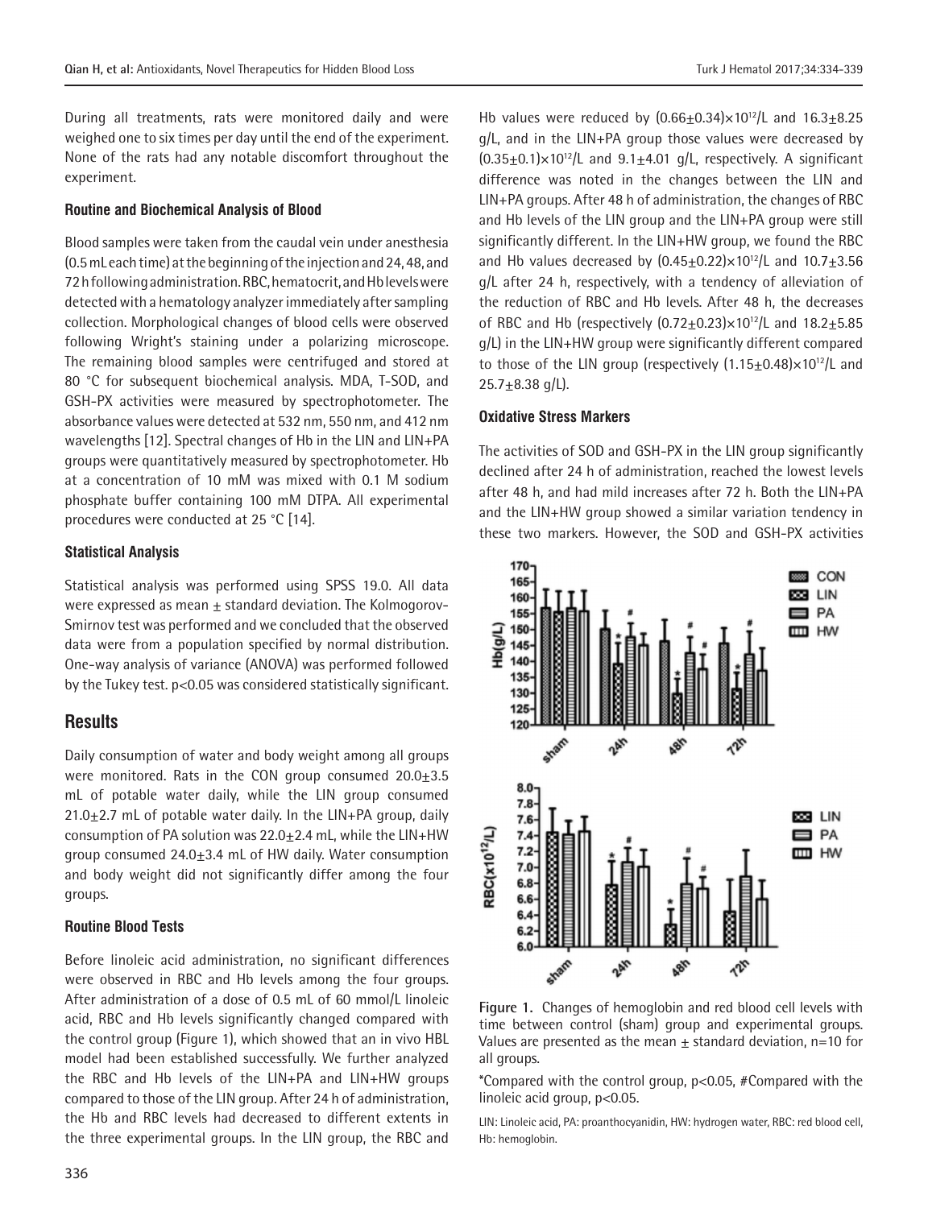During all treatments, rats were monitored daily and were weighed one to six times per day until the end of the experiment. None of the rats had any notable discomfort throughout the experiment.

### Routine and Biochemical Analysis of Blood

Blood samples were taken from the caudal vein under anesthesia (0.5 mL each time) at the beginning of the injection and 24, 48, and 72 h following administration. RBC, hematocrit, and Hb levels were detected with a hematology analyzer immediately after sampling collection. Morphological changes of blood cells were observed following Wright's staining under a polarizing microscope. The remaining blood samples were centrifuged and stored at 80 °C for subsequent biochemical analysis. MDA, T-SOD, and GSH-PX activities were measured by spectrophotometer. The absorbance values were detected at 532 nm, 550 nm, and 412 nm wavelengths [12]. Spectral changes of Hb in the LIN and LIN+PA groups were quantitatively measured by spectrophotometer. Hb at a concentration of 10 mM was mixed with 0.1 M sodium phosphate buffer containing 100 mM DTPA. All experimental procedures were conducted at 25 °C [14].

### Statistical Analysis

Statistical analysis was performed using SPSS 19.0. All data were expressed as mean ± standard deviation. The Kolmogorov-Smirnov test was performed and we concluded that the observed data were from a population specified by normal distribution. One-way analysis of variance (ANOVA) was performed followed by the Tukey test. $p<0.05$ was considered statistically significant.

## Results

Daily consumption of water and body weight among all groups were monitored. Rats in the CON group consumed 20.0±3.5 mL of potable water daily, while the LIN group consumed 21.0±2.7 mL of potable water daily. In the LIN+PA group, daily consumption of PA solution was 22.0±2.4 mL, while the LIN+HW group consumed 24.0±3.4 mL of HW daily. Water consumption and body weight did not significantly differ among the four groups.

### Routine Blood Tests

Before linoleic acid administration, no significant differences were observed in RBC and Hb levels among the four groups. After administration of a dose of 0.5 mL of 60 mmol/L linoleic acid, RBC and Hb levels significantly changed compared with the control group (Figure 1), which showed that an in vivo HBL model had been established successfully. We further analyzed the RBC and Hb levels of the LIN+PA and LIN+HW groups compared to those of the LIN group. After 24 h of administration, the Hb and RBC levels had decreased to different extents in the three experimental groups. In the LIN group, the RBC and Hb values were reduced by $(0.66\pm0.34)\times10^{12}$/L and 16.3±8.25 g/L, and in the LIN+PA group those values were decreased by $(0.35\pm0.1)\times10^{12}$/L and 9.1±4.01 g/L, respectively. A significant difference was noted in the changes between the LIN and LIN+PA groups. After 48 h of administration, the changes of RBC and Hb levels of the LIN group and the LIN+PA group were still significantly different. In the LIN+HW group, we found the RBC and Hb values decreased by $(0.45\pm0.22)\times10^{12}$/L and 10.7±3.56 g/L after 24 h, respectively, with a tendency of alleviation of the reduction of RBC and Hb levels. After 48 h, the decreases of RBC and Hb (respectively $(0.72\pm0.23)\times10^{12}$/L and 18.2±5.85 g/L) in the LIN+HW group were significantly different compared to those of the LIN group (respectively $(1.15\pm0.48)\times10^{12}$/L and 25.7±8.38 g/L).

### Oxidative Stress Markers

The activities of SOD and GSH-PX in the LIN group significantly declined after 24 h of administration, reached the lowest levels after 48 h, and had mild increases after 72 h. Both the LIN+PA and the LIN+HW group showed a similar variation tendency in these two markers. However, the SOD and GSH-PX activities

**Figure 1.** Changes of hemoglobin and red blood cell levels with time between control (sham) group and experimental groups. Values are presented as the mean ± standard deviation, n=10 for all groups.

*Compared with the control group, $p<0.05$, #Compared with the linoleic acid group, $p<0.05$.

LIN: Linoleic acid, PA: proanthocyanidin, HW: hydrogen water, RBC: red blood cell, Hb: hemoglobin.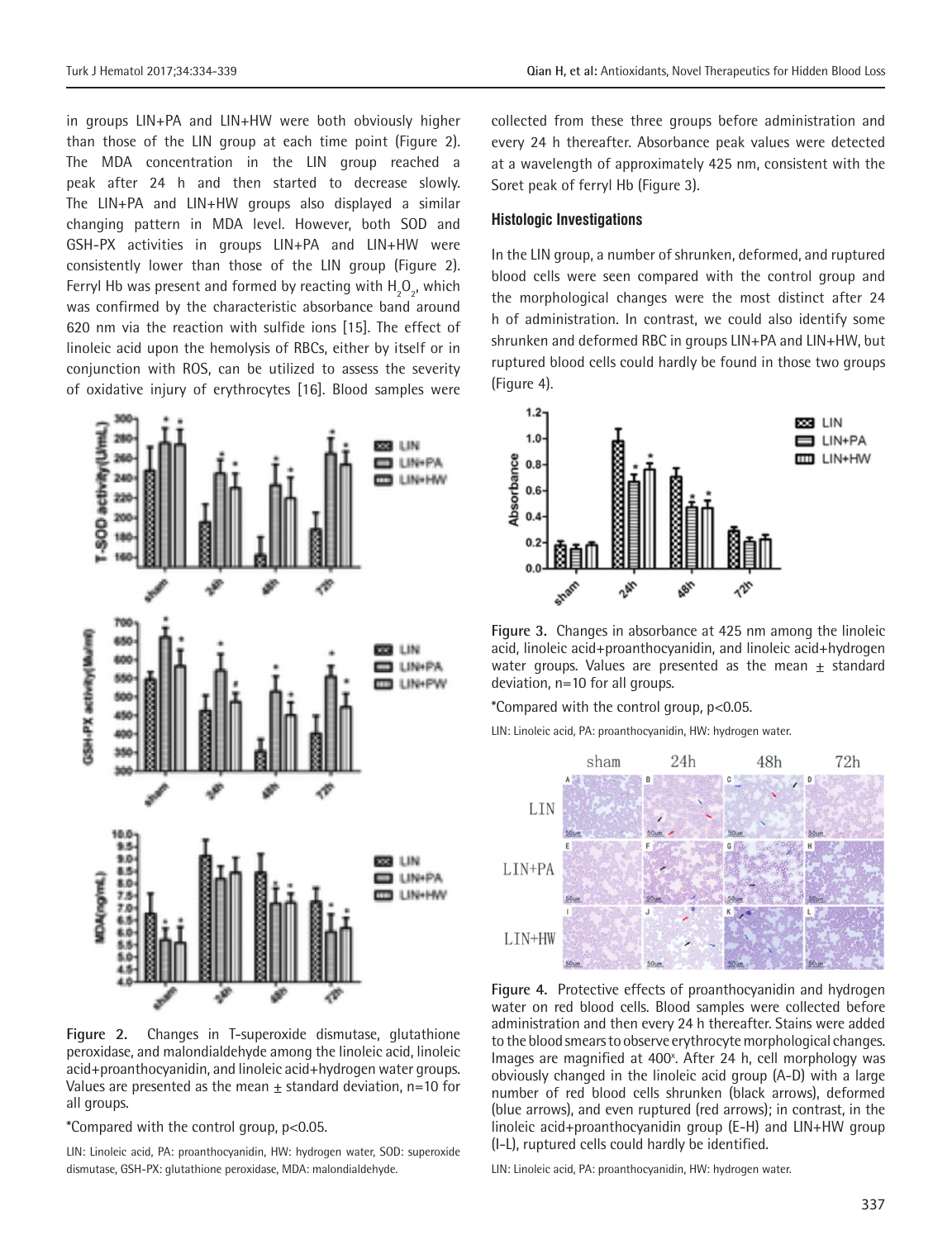in groups LIN+PA and LIN+HW were both obviously higher than those of the LIN group at each time point (Figure 2). The MDA concentration in the LIN group reached a peak after 24 h and then started to decrease slowly. The LIN+PA and LIN+HW groups also displayed a similar changing pattern in MDA level. However, both SOD and GSH-PX activities in groups LIN+PA and LIN+HW were consistently lower than those of the LIN group (Figure 2). Ferryl Hb was present and formed by reacting with $H_2O_2$, which was confirmed by the characteristic absorbance band around 620 nm via the reaction with sulfide ions [15]. The effect of linoleic acid upon the hemolysis of RBCs, either by itself or in conjunction with ROS, can be utilized to assess the severity of oxidative injury of erythrocytes [16]. Blood samples were collected from these three groups before administration and every 24 h thereafter. Absorbance peak values were detected at a wavelength of approximately 425 nm, consistent with the Soret peak of ferryl Hb (Figure 3).

### Histologic Investigations

In the LIN group, a number of shrunken, deformed, and ruptured blood cells were seen compared with the control group and the morphological changes were the most distinct after 24 h of administration. In contrast, we could also identify some shrunken and deformed RBC in groups LIN+PA and LIN+HW, but ruptured blood cells could hardly be found in those two groups (Figure 4).

**Figure 2.** Changes in T-superoxide dismutase, glutathione peroxidase, and malondialdehyde among the linoleic acid, linoleic acid+proanthocyanidin, and linoleic acid+hydrogen water groups. Values are presented as the mean ± standard deviation, n=10 for all groups.

*Compared with the control group, $p<0.05$.

LIN: Linoleic acid, PA: proanthocyanidin, HW: hydrogen water, SOD: superoxide dismutase, GSH-PX: glutathione peroxidase, MDA: malondialdehyde.

**Figure 3.** Changes in absorbance at 425 nm among the linoleic acid, linoleic acid+proanthocyanidin, and linoleic acid+hydrogen water groups. Values are presented as the mean ± standard deviation, n=10 for all groups.

*Compared with the control group, $p<0.05$.

LIN: Linoleic acid, PA: proanthocyanidin, HW: hydrogen water.

**Figure 4.** Protective effects of proanthocyanidin and hydrogen water on red blood cells. Blood samples were collected before administration and then every 24 h thereafter. Stains were added to the blood smears to observe erythrocyte morphological changes. Images are magnified at 400x. After 24 h, cell morphology was obviously changed in the linoleic acid group (A-D) with a large number of red blood cells shrunken (black arrows), deformed (blue arrows), and even ruptured (red arrows); in contrast, in the linoleic acid+proanthocyanidin group (E-H) and LIN+HW group (I-L), ruptured cells could hardly be identified.

LIN: Linoleic acid, PA: proanthocyanidin, HW: hydrogen water.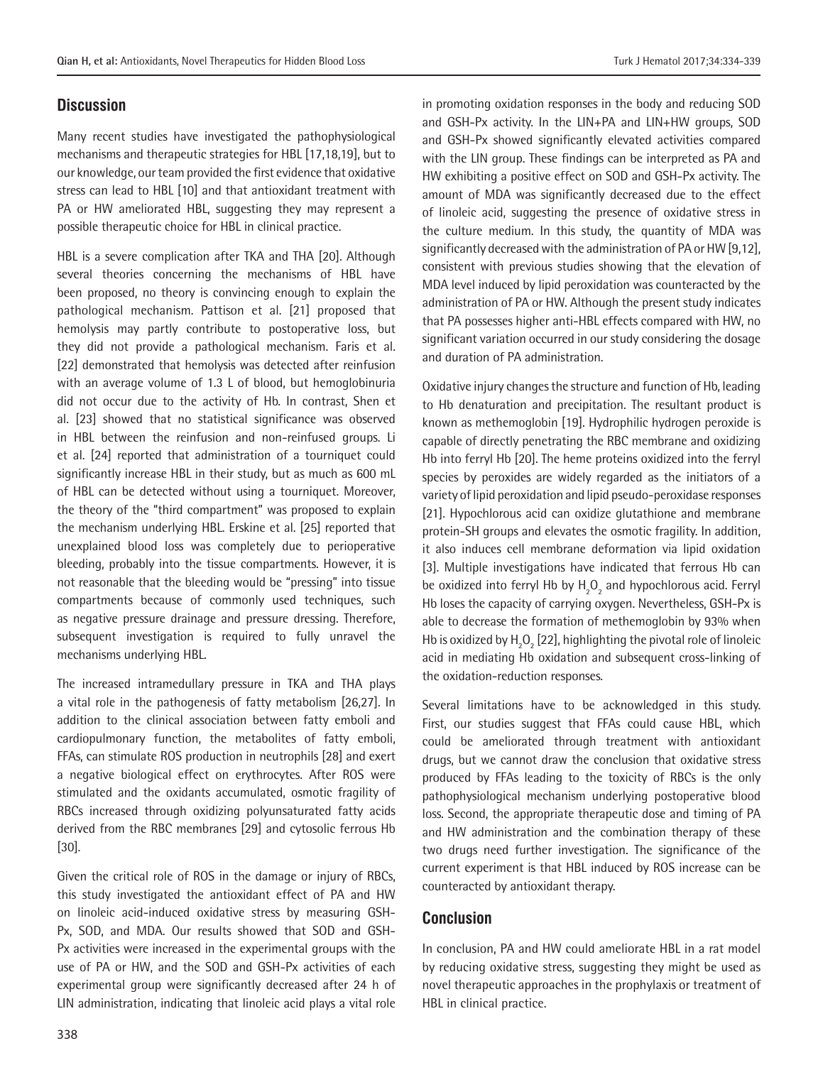## Discussion

Many recent studies have investigated the pathophysiological mechanisms and therapeutic strategies for HBL [17,18,19], but to our knowledge, our team provided the first evidence that oxidative stress can lead to HBL [10] and that antioxidant treatment with PA or HW ameliorated HBL, suggesting they may represent a possible therapeutic choice for HBL in clinical practice.

HBL is a severe complication after TKA and THA [20]. Although several theories concerning the mechanisms of HBL have been proposed, no theory is convincing enough to explain the pathological mechanism. Pattison et al. [21] proposed that hemolysis may partly contribute to postoperative loss, but they did not provide a pathological mechanism. Faris et al. [22] demonstrated that hemolysis was detected after reinfusion with an average volume of 1.3 L of blood, but hemoglobinuria did not occur due to the activity of Hb. In contrast, Shen et al. [23] showed that no statistical significance was observed in HBL between the reinfusion and non-reinfused groups. Li et al. [24] reported that administration of a tourniquet could significantly increase HBL in their study, but as much as 600 mL of HBL can be detected without using a tourniquet. Moreover, the theory of the "third compartment" was proposed to explain the mechanism underlying HBL. Erskine et al. [25] reported that unexplained blood loss was completely due to perioperative bleeding, probably into the tissue compartments. However, it is not reasonable that the bleeding would be "pressing" into tissue compartments because of commonly used techniques, such as negative pressure drainage and pressure dressing. Therefore, subsequent investigation is required to fully unravel the mechanisms underlying HBL.

The increased intramedullary pressure in TKA and THA plays a vital role in the pathogenesis of fatty metabolism [26,27]. In addition to the clinical association between fatty emboli and cardiopulmonary function, the metabolites of fatty emboli, FFAs, can stimulate ROS production in neutrophils [28] and exert a negative biological effect on erythrocytes. After ROS were stimulated and the oxidants accumulated, osmotic fragility of RBCs increased through oxidizing polyunsaturated fatty acids derived from the RBC membranes [29] and cytosolic ferrous Hb [30].

Given the critical role of ROS in the damage or injury of RBCs, this study investigated the antioxidant effect of PA and HW on linoleic acid-induced oxidative stress by measuring GSH-Px, SOD, and MDA. Our results showed that SOD and GSH-Px activities were increased in the experimental groups with the use of PA or HW, and the SOD and GSH-Px activities of each experimental group were significantly decreased after 24 h of LIN administration, indicating that linoleic acid plays a vital role in promoting oxidation responses in the body and reducing SOD and GSH-Px activity. In the LIN+PA and LIN+HW groups, SOD and GSH-Px showed significantly elevated activities compared with the LIN group. These findings can be interpreted as PA and HW exhibiting a positive effect on SOD and GSH-Px activity. The amount of MDA was significantly decreased due to the effect of linoleic acid, suggesting the presence of oxidative stress in the culture medium. In this study, the quantity of MDA was significantly decreased with the administration of PA or HW [9,12], consistent with previous studies showing that the elevation of MDA level induced by lipid peroxidation was counteracted by the administration of PA or HW. Although the present study indicates that PA possesses higher anti-HBL effects compared with HW, no significant variation occurred in our study considering the dosage and duration of PA administration.

Oxidative injury changes the structure and function of Hb, leading to Hb denaturation and precipitation. The resultant product is known as methemoglobin [19]. Hydrophilic hydrogen peroxide is capable of directly penetrating the RBC membrane and oxidizing Hb into ferryl Hb [20]. The heme proteins oxidized into the ferryl species by peroxides are widely regarded as the initiators of a variety of lipid peroxidation and lipid pseudo-peroxidase responses [21]. Hypochlorous acid can oxidize glutathione and membrane protein-SH groups and elevates the osmotic fragility. In addition, it also induces cell membrane deformation via lipid oxidation [3]. Multiple investigations have indicated that ferrous Hb can be oxidized into ferryl Hb by $H_2O_2$ and hypochlorous acid. Ferryl Hb loses the capacity of carrying oxygen. Nevertheless, GSH-Px is able to decrease the formation of methemoglobin by 93% when Hb is oxidized by $H_2O_2$ [22], highlighting the pivotal role of linoleic acid in mediating Hb oxidation and subsequent cross-linking of the oxidation-reduction responses.

Several limitations have to be acknowledged in this study. First, our studies suggest that FFAs could cause HBL, which could be ameliorated through treatment with antioxidant drugs, but we cannot draw the conclusion that oxidative stress produced by FFAs leading to the toxicity of RBCs is the only pathophysiological mechanism underlying postoperative blood loss. Second, the appropriate therapeutic dose and timing of PA and HW administration and the combination therapy of these two drugs need further investigation. The significance of the current experiment is that HBL induced by ROS increase can be counteracted by antioxidant therapy.

## Conclusion

In conclusion, PA and HW could ameliorate HBL in a rat model by reducing oxidative stress, suggesting they might be used as novel therapeutic approaches in the prophylaxis or treatment of HBL in clinical practice.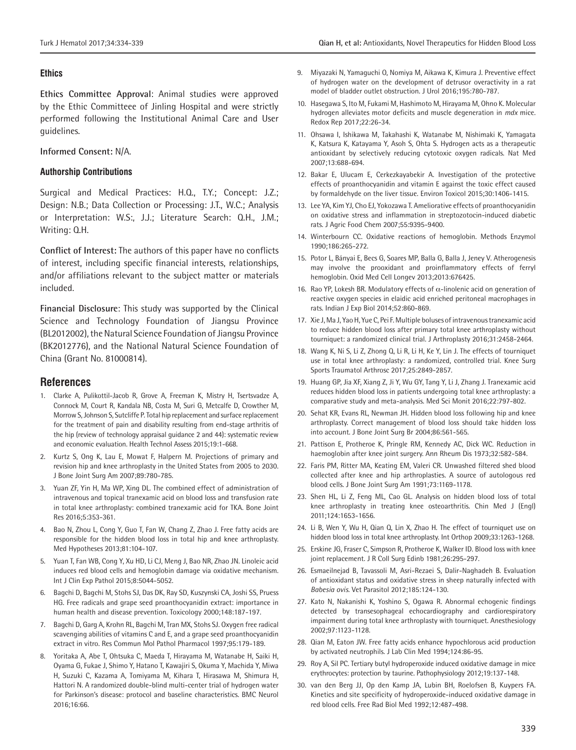### Ethics

**Ethics Committee Approval**: Animal studies were approved by the Ethic Committeee of Jinling Hospital and were strictly performed following the Institutional Animal Care and User guidelines.

**Informed Consent:** N/A.

### Authorship Contributions

Surgical and Medical Practices: H.Q., T.Y.; Concept: J.Z.; Design: N.B.; Data Collection or Processing: J.T., W.C.; Analysis or Interpretation: W.S:, J.J.; Literature Search: Q.H., J.M.; Writing: Q.H.

**Conflict of Interest:** The authors of this paper have no conflicts of interest, including specific financial interests, relationships, and/or affiliations relevant to the subject matter or materials included.

**Financial Disclosure**: This study was supported by the Clinical Science and Technology Foundation of Jiangsu Province (BL2012002), the Natural Science Foundation of Jiangsu Province (BK2012776), and the National Natural Science Foundation of China (Grant No. 81000814).

## References

1. Clarke A, Pulikottil-Jacob R, Grove A, Freeman K, Mistry H, Tsertsvadze A, Connock M, Court R, Kandala NB, Costa M, Suri G, Metcalfe D, Crowther M, Morrow S, Johnson S, Sutcliffe P. Total hip replacement and surface replacement for the treatment of pain and disability resulting from end-stage arthritis of the hip (review of technology appraisal guidance 2 and 44): systematic review and economic evaluation. Health Technol Assess 2015;19:1-668.
2. Kurtz S, Ong K, Lau E, Mowat F, Halpern M. Projections of primary and revision hip and knee arthroplasty in the United States from 2005 to 2030. J Bone Joint Surg Am 2007;89:780-785.
3. Yuan ZF, Yin H, Ma WP, Xing DL. The combined effect of administration of intravenous and topical tranexamic acid on blood loss and transfusion rate in total knee arthroplasty: combined tranexamic acid for TKA. Bone Joint Res 2016;5:353-361.
4. Bao N, Zhou L, Cong Y, Guo T, Fan W, Chang Z, Zhao J. Free fatty acids are responsible for the hidden blood loss in total hip and knee arthroplasty. Med Hypotheses 2013;81:104-107.
5. Yuan T, Fan WB, Cong Y, Xu HD, Li CJ, Meng J, Bao NR, Zhao JN. Linoleic acid induces red blood cells and hemoglobin damage via oxidative mechanism. Int J Clin Exp Pathol 2015;8:5044-5052.
6. Bagchi D, Bagchi M, Stohs SJ, Das DK, Ray SD, Kuszynski CA, Joshi SS, Pruess HG. Free radicals and grape seed proanthocyanidin extract: importance in human health and disease prevention. Toxicology 2000;148:187-197.
7. Bagchi D, Garg A, Krohn RL, Bagchi M, Tran MX, Stohs SJ. Oxygen free radical scavenging abilities of vitamins C and E, and a grape seed proanthocyanidin extract in vitro. Res Commun Mol Pathol Pharmacol 1997;95:179-189.
8. Yoritaka A, Abe T, Ohtsuka C, Maeda T, Hirayama M, Watanabe H, Saiki H, Oyama G, Fukae J, Shimo Y, Hatano T, Kawajiri S, Okuma Y, Machida Y, Miwa H, Suzuki C, Kazama A, Tomiyama M, Kihara T, Hirasawa M, Shimura H, Hattori N. A randomized double-blind multi-center trial of hydrogen water for Parkinson's disease: protocol and baseline characteristics. BMC Neurol 2016;16:66.
9. Miyazaki N, Yamaguchi O, Nomiya M, Aikawa K, Kimura J. Preventive effect of hydrogen water on the development of detrusor overactivity in a rat model of bladder outlet obstruction. J Urol 2016;195:780-787.
10. Hasegawa S, Ito M, Fukami M, Hashimoto M, Hirayama M, Ohno K. Molecular hydrogen alleviates motor deficits and muscle degeneration in *mdx* mice. Redox Rep 2017;22:26-34.
11. Ohsawa I, Ishikawa M, Takahashi K, Watanabe M, Nishimaki K, Yamagata K, Katsura K, Katayama Y, Asoh S, Ohta S. Hydrogen acts as a therapeutic antioxidant by selectively reducing cytotoxic oxygen radicals. Nat Med 2007;13:688-694.
12. Bakar E, Ulucam E, Cerkezkayabekir A. Investigation of the protective effects of proanthocyanidin and vitamin E against the toxic effect caused by formaldehyde on the liver tissue. Environ Toxicol 2015;30:1406-1415.
13. Lee YA, Kim YJ, Cho EJ, Yokozawa T. Ameliorative effects of proanthocyanidin on oxidative stress and inflammation in streptozotocin-induced diabetic rats. J Agric Food Chem 2007;55:9395-9400.
14. Winterbourn CC. Oxidative reactions of hemoglobin. Methods Enzymol 1990;186:265-272.
15. Potor L, Bányai E, Becs G, Soares MP, Balla G, Balla J, Jeney V. Atherogenesis may involve the prooxidant and proinflammatory effects of ferryl hemoglobin. Oxid Med Cell Longev 2013;2013:676425.
16. Rao YP, Lokesh BR. Modulatory effects of α-linolenic acid on generation of reactive oxygen species in elaidic acid enriched peritoneal macrophages in rats. Indian J Exp Biol 2014;52:860-869.
17. Xie J, Ma J, Yao H, Yue C, Pei F. Multiple boluses of intravenous tranexamic acid to reduce hidden blood loss after primary total knee arthroplasty without tourniquet: a randomized clinical trial. J Arthroplasty 2016;31:2458-2464.
18. Wang K, Ni S, Li Z, Zhong Q, Li R, Li H, Ke Y, Lin J. The effects of tourniquet use in total knee arthroplasty: a randomized, controlled trial. Knee Surg Sports Traumatol Arthrosc 2017;25:2849-2857.
19. Huang GP, Jia XF, Xiang Z, Ji Y, Wu GY, Tang Y, Li J, Zhang J. Tranexamic acid reduces hidden blood loss in patients undergoing total knee arthroplasty: a comparative study and meta-analysis. Med Sci Monit 2016;22:797-802.
20. Sehat KR, Evans RL, Newman JH. Hidden blood loss following hip and knee arthroplasty. Correct management of blood loss should take hidden loss into account. J Bone Joint Surg Br 2004;86:561-565.
21. Pattison E, Protheroe K, Pringle RM, Kennedy AC, Dick WC. Reduction in haemoglobin after knee joint surgery. Ann Rheum Dis 1973;32:582-584.
22. Faris PM, Ritter MA, Keating EM, Valeri CR. Unwashed filtered shed blood collected after knee and hip arthroplasties. A source of autologous red blood cells. J Bone Joint Surg Am 1991;73:1169-1178.
23. Shen HL, Li Z, Feng ML, Cao GL. Analysis on hidden blood loss of total knee arthroplasty in treating knee osteoarthritis. Chin Med J (Engl) 2011;124:1653-1656.
24. Li B, Wen Y, Wu H, Qian Q, Lin X, Zhao H. The effect of tourniquet use on hidden blood loss in total knee arthroplasty. Int Orthop 2009;33:1263-1268.
25. Erskine JG, Fraser C, Simpson R, Protheroe K, Walker ID. Blood loss with knee joint replacement. J R Coll Surg Edinb 1981;26:295-297.
26. Esmaeilnejad B, Tavassoli M, Asri-Rezaei S, Dalir-Naghadeh B. Evaluation of antioxidant status and oxidative stress in sheep naturally infected with *Babesia ovis*. Vet Parasitol 2012;185:124-130.
27. Kato N, Nakanishi K, Yoshino S, Ogawa R. Abnormal echogenic findings detected by transesophageal echocardiography and cardiorespiratory impairment during total knee arthroplasty with tourniquet. Anesthesiology 2002;97:1123-1128.
28. Qian M, Eaton JW. Free fatty acids enhance hypochlorous acid production by activated neutrophils. J Lab Clin Med 1994;124:86-95.
29. Roy A, Sil PC. Tertiary butyl hydroperoxide induced oxidative damage in mice erythrocytes: protection by taurine. Pathophysiology 2012;19:137-148.
30. van den Berg JJ, Op den Kamp JA, Lubin BH, Roelofsen B, Kuypers FA. Kinetics and site specificity of hydroperoxide-induced oxidative damage in red blood cells. Free Rad Biol Med 1992;12:487-498.